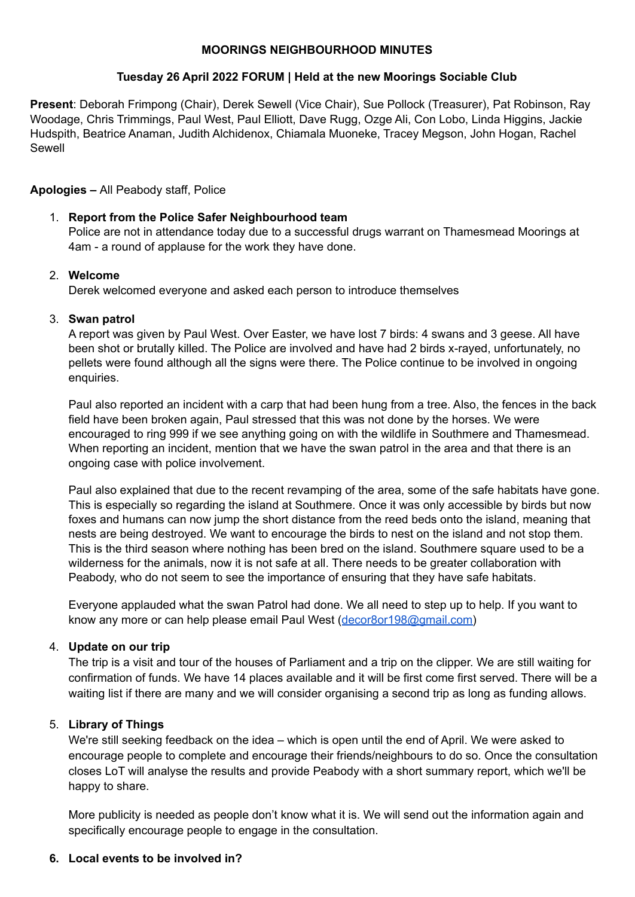**MOORINGS NEIGHBOURHOOD MINUTES**

**Tuesday 26 April 2022 FORUM | Held at the new Moorings Sociable Club**

**Present**: Deborah Frimpong (Chair), Derek Sewell (Vice Chair), Sue Pollock (Treasurer), Pat Robinson, Ray Woodage, Chris Trimmings, Paul West, Paul Elliott, Dave Rugg, Ozge Ali, Con Lobo, Linda Higgins, Jackie Hudspith, Beatrice Anaman, Judith Alchidenox, Chiamala Muoneke, Tracey Megson, John Hogan, Rachel Sewell

**Apologies –** All Peabody staff, Police

1. **Report from the Police Safer Neighbourhood team**
   Police are not in attendance today due to a successful drugs warrant on Thamesmead Moorings at 4am - a round of applause for the work they have done.

2. **Welcome**
   Derek welcomed everyone and asked each person to introduce themselves

3. **Swan patrol**
   A report was given by Paul West. Over Easter, we have lost 7 birds: 4 swans and 3 geese. All have been shot or brutally killed. The Police are involved and have had 2 birds x-rayed, unfortunately, no pellets were found although all the signs were there. The Police continue to be involved in ongoing enquiries.

   Paul also reported an incident with a carp that had been hung from a tree. Also, the fences in the back field have been broken again, Paul stressed that this was not done by the horses. We were encouraged to ring 999 if we see anything going on with the wildlife in Southmere and Thamesmead. When reporting an incident, mention that we have the swan patrol in the area and that there is an ongoing case with police involvement.

   Paul also explained that due to the recent revamping of the area, some of the safe habitats have gone. This is especially so regarding the island at Southmere. Once it was only accessible by birds but now foxes and humans can now jump the short distance from the reed beds onto the island, meaning that nests are being destroyed. We want to encourage the birds to nest on the island and not stop them. This is the third season where nothing has been bred on the island. Southmere square used to be a wilderness for the animals, now it is not safe at all. There needs to be greater collaboration with Peabody, who do not seem to see the importance of ensuring that they have safe habitats.

   Everyone applauded what the swan Patrol had done. We all need to step up to help. If you want to know any more or can help please email Paul West (decor8or198@gmail.com)

4. **Update on our trip**
   The trip is a visit and tour of the houses of Parliament and a trip on the clipper. We are still waiting for confirmation of funds. We have 14 places available and it will be first come first served. There will be a waiting list if there are many and we will consider organising a second trip as long as funding allows.

5. **Library of Things**
   We're still seeking feedback on the idea – which is open until the end of April. We were asked to encourage people to complete and encourage their friends/neighbours to do so. Once the consultation closes LoT will analyse the results and provide Peabody with a short summary report, which we'll be happy to share.

   More publicity is needed as people don't know what it is. We will send out the information again and specifically encourage people to engage in the consultation.

6. **Local events to be involved in?**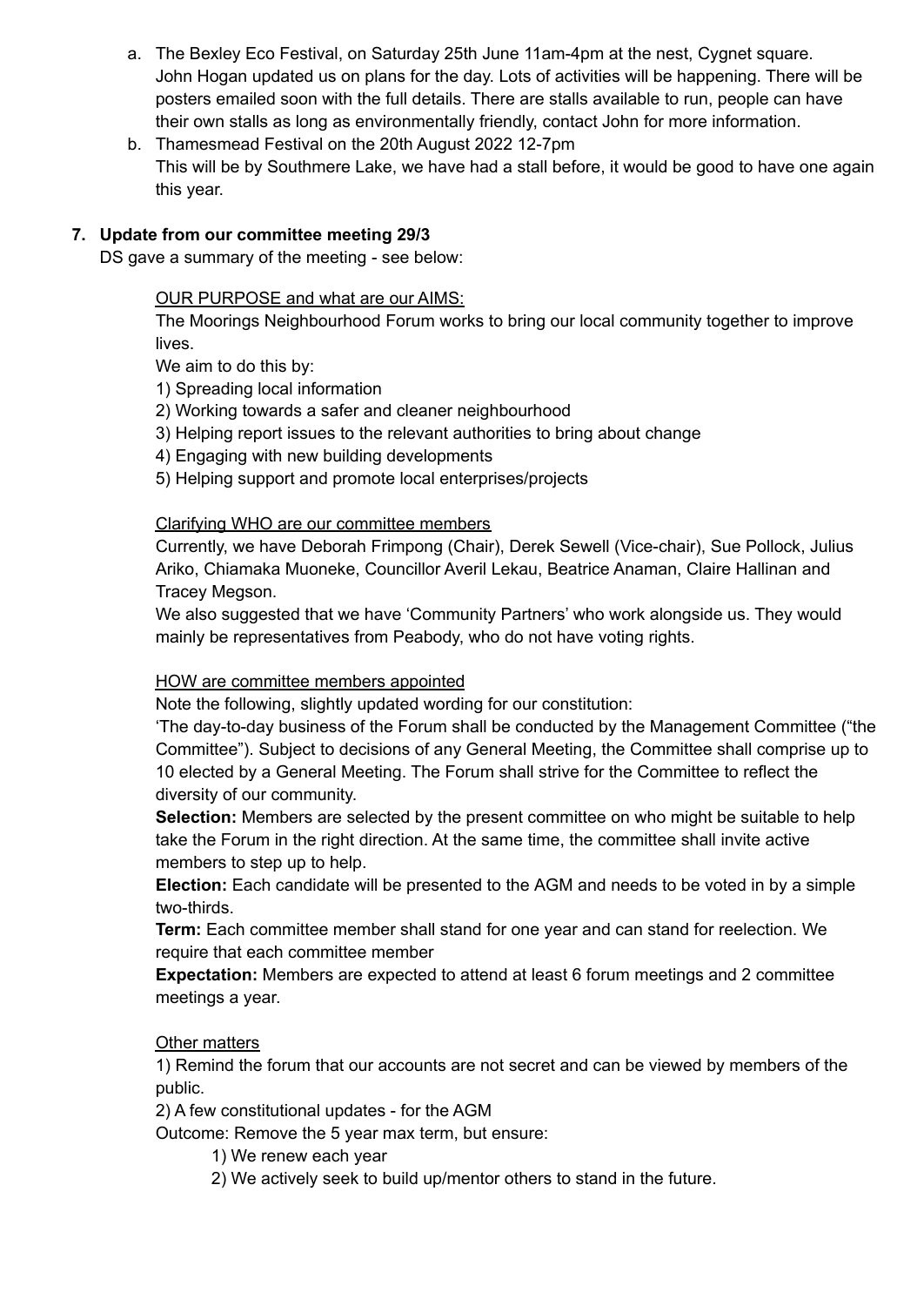a. The Bexley Eco Festival, on Saturday 25th June 11am-4pm at the nest, Cygnet square. John Hogan updated us on plans for the day. Lots of activities will be happening. There will be posters emailed soon with the full details. There are stalls available to run, people can have their own stalls as long as environmentally friendly, contact John for more information.

b. Thamesmead Festival on the 20th August 2022 12-7pm
This will be by Southmere Lake, we have had a stall before, it would be good to have one again this year.

**7. Update from our committee meeting 29/3**

DS gave a summary of the meeting - see below:

<u>OUR PURPOSE and what are our AIMS:</u>

The Moorings Neighbourhood Forum works to bring our local community together to improve lives.

We aim to do this by:

1) Spreading local information
2) Working towards a safer and cleaner neighbourhood
3) Helping report issues to the relevant authorities to bring about change
4) Engaging with new building developments
5) Helping support and promote local enterprises/projects

<u>Clarifying WHO are our committee members</u>

Currently, we have Deborah Frimpong (Chair), Derek Sewell (Vice-chair), Sue Pollock, Julius Ariko, Chiamaka Muoneke, Councillor Averil Lekau, Beatrice Anaman, Claire Hallinan and Tracey Megson.

We also suggested that we have 'Community Partners' who work alongside us. They would mainly be representatives from Peabody, who do not have voting rights.

<u>HOW are committee members appointed</u>

Note the following, slightly updated wording for our constitution:

'The day-to-day business of the Forum shall be conducted by the Management Committee ("the Committee"). Subject to decisions of any General Meeting, the Committee shall comprise up to 10 elected by a General Meeting. The Forum shall strive for the Committee to reflect the diversity of our community.

**Selection:** Members are selected by the present committee on who might be suitable to help take the Forum in the right direction. At the same time, the committee shall invite active members to step up to help.

**Election:** Each candidate will be presented to the AGM and needs to be voted in by a simple two-thirds.

**Term:** Each committee member shall stand for one year and can stand for reelection. We require that each committee member

**Expectation:** Members are expected to attend at least 6 forum meetings and 2 committee meetings a year.

<u>Other matters</u>

1) Remind the forum that our accounts are not secret and can be viewed by members of the public.

2) A few constitutional updates - for the AGM

Outcome: Remove the 5 year max term, but ensure:

1) We renew each year
2) We actively seek to build up/mentor others to stand in the future.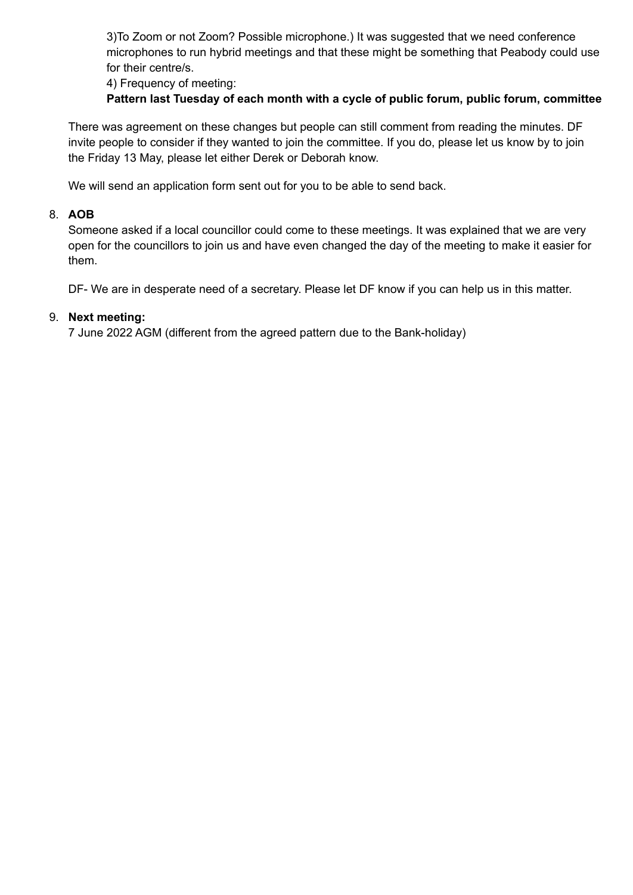3)To Zoom or not Zoom? Possible microphone.) It was suggested that we need conference microphones to run hybrid meetings and that these might be something that Peabody could use for their centre/s.

4) Frequency of meeting:

**Pattern last Tuesday of each month with a cycle of public forum, public forum, committee**

There was agreement on these changes but people can still comment from reading the minutes. DF invite people to consider if they wanted to join the committee. If you do, please let us know by to join the Friday 13 May, please let either Derek or Deborah know.

We will send an application form sent out for you to be able to send back.

8. **AOB**

   Someone asked if a local councillor could come to these meetings. It was explained that we are very open for the councillors to join us and have even changed the day of the meeting to make it easier for them.

   DF- We are in desperate need of a secretary. Please let DF know if you can help us in this matter.

9. **Next meeting:**

   7 June 2022 AGM (different from the agreed pattern due to the Bank-holiday)